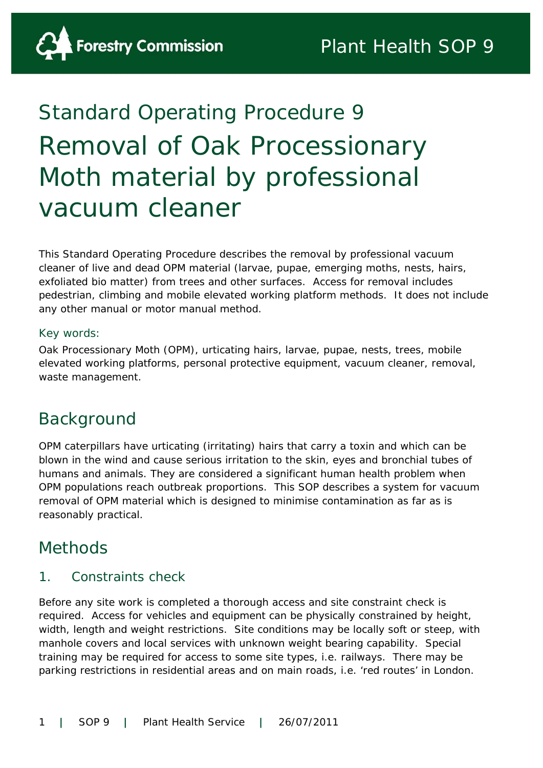Forestry Commission

Plant Health SOP 9

## Standard Operating Procedure 9

# Removal of Oak Processionary Moth material by professional vacuum cleaner

This Standard Operating Procedure describes the removal by professional vacuum cleaner of live and dead OPM material (larvae, pupae, emerging moths, nests, hairs, exfoliated bio matter) from trees and other surfaces. Access for removal includes pedestrian, climbing and mobile elevated working platform methods. It does not include any other manual or motor manual method.

Key words:

Oak Processionary Moth (OPM), urticating hairs, larvae, pupae, nests, trees, mobile elevated working platforms, personal protective equipment, vacuum cleaner, removal, waste management.

## Background

OPM caterpillars have urticating (irritating) hairs that carry a toxin and which can be blown in the wind and cause serious irritation to the skin, eyes and bronchial tubes of humans and animals. They are considered a significant human health problem when OPM populations reach outbreak proportions. This SOP describes a system for vacuum removal of OPM material which is designed to minimise contamination as far as is reasonably practical.

## Methods

### 1. Constraints check

Before any site work is completed a thorough access and site constraint check is required. Access for vehicles and equipment can be physically constrained by height, width, length and weight restrictions. Site conditions may be locally soft or steep, with manhole covers and local services with unknown weight bearing capability. Special training may be required for access to some site types, i.e. railways. There may be parking restrictions in residential areas and on main roads, i.e. 'red routes' in London.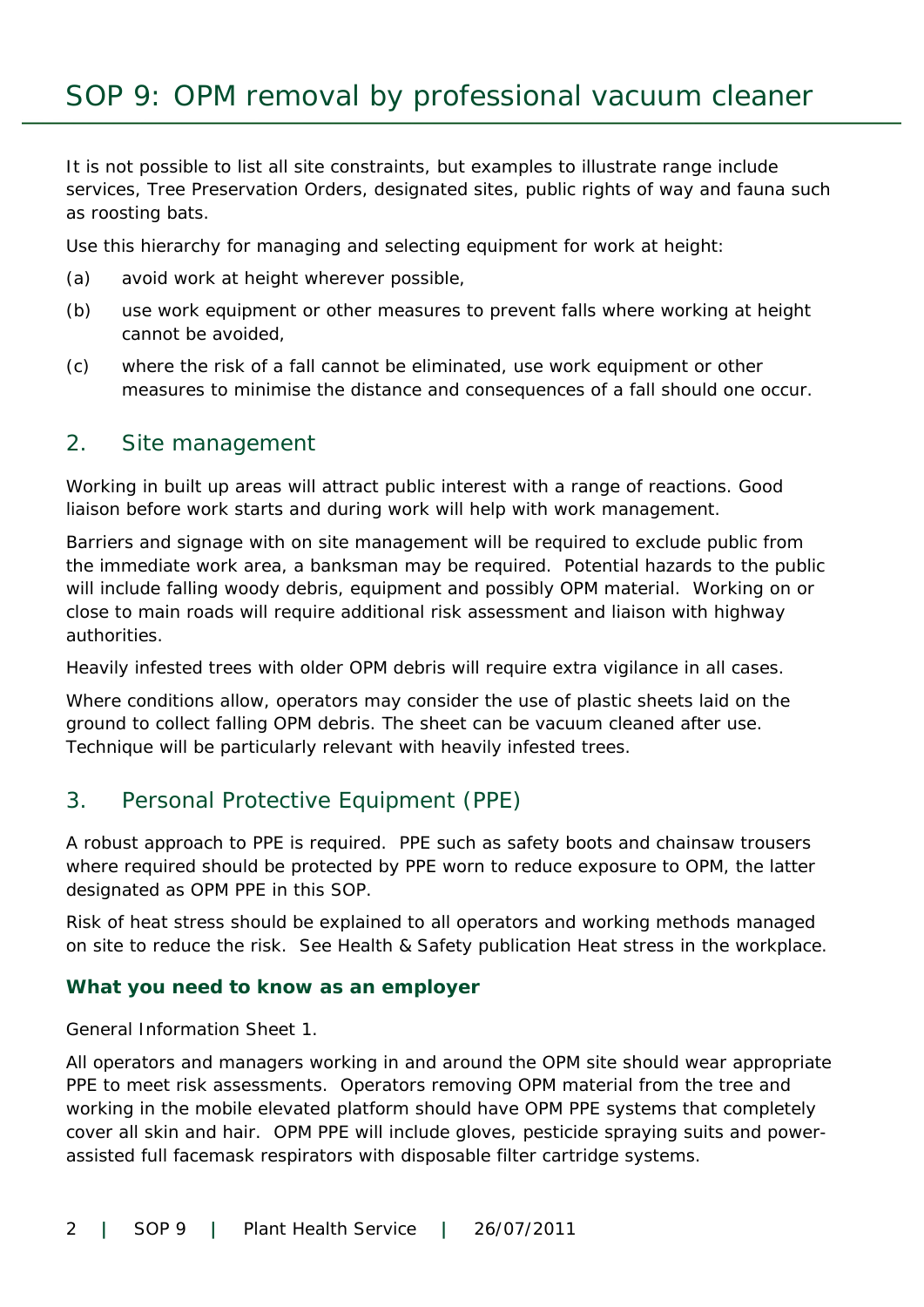# SOP 9: OPM removal by professional vacuum cleaner

It is not possible to list all site constraints, but examples to illustrate range include services, Tree Preservation Orders, designated sites, public rights of way and fauna such as roosting bats.

Use this hierarchy for managing and selecting equipment for work at height:

(a) avoid work at height wherever possible,

(b) use work equipment or other measures to prevent falls where working at height cannot be avoided,

(c) where the risk of a fall cannot be eliminated, use work equipment or other measures to minimise the distance and consequences of a fall should one occur.

## 2. Site management

Working in built up areas will attract public interest with a range of reactions. Good liaison before work starts and during work will help with work management.

Barriers and signage with on site management will be required to exclude public from the immediate work area, a banksman may be required. Potential hazards to the public will include falling woody debris, equipment and possibly OPM material. Working on or close to main roads will require additional risk assessment and liaison with highway authorities.

Heavily infested trees with older OPM debris will require extra vigilance in all cases.

Where conditions allow, operators may consider the use of plastic sheets laid on the ground to collect falling OPM debris. The sheet can be vacuum cleaned after use. Technique will be particularly relevant with heavily infested trees.

## 3. Personal Protective Equipment (PPE)

A robust approach to PPE is required. PPE such as safety boots and chainsaw trousers where required should be protected by PPE worn to reduce exposure to OPM, the latter designated as OPM PPE in this SOP.

Risk of heat stress should be explained to all operators and working methods managed on site to reduce the risk. See Health & Safety publication Heat stress in the workplace.

**What you need to know as an employer**

General Information Sheet 1.

All operators and managers working in and around the OPM site should wear appropriate PPE to meet risk assessments. Operators removing OPM material from the tree and working in the mobile elevated platform should have OPM PPE systems that completely cover all skin and hair. OPM PPE will include gloves, pesticide spraying suits and power-assisted full facemask respirators with disposable filter cartridge systems.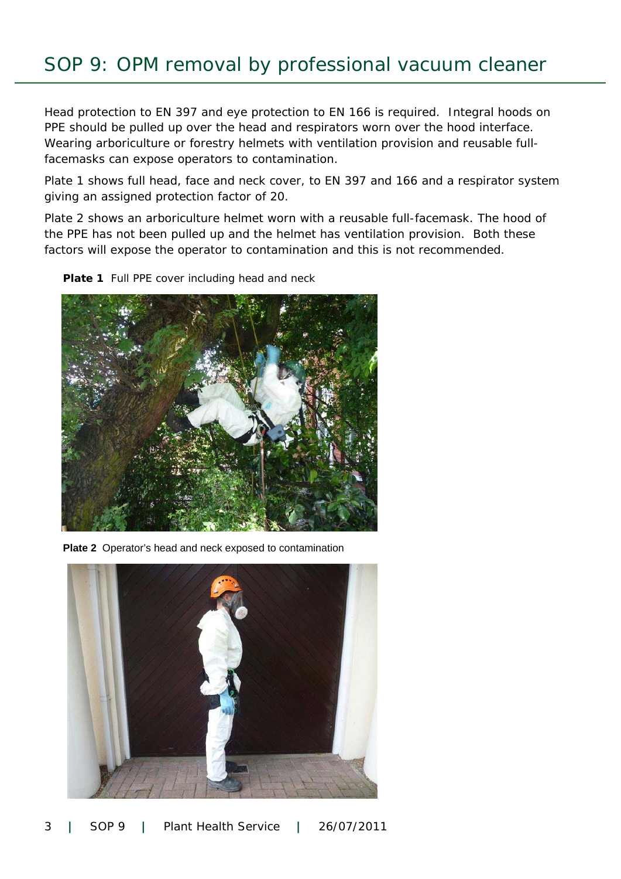# SOP 9: OPM removal by professional vacuum cleaner

Head protection to EN 397 and eye protection to EN 166 is required. Integral hoods on PPE should be pulled up over the head and respirators worn over the hood interface. Wearing arboriculture or forestry helmets with ventilation provision and reusable full-facemasks can expose operators to contamination.

Plate 1 shows full head, face and neck cover, to EN 397 and 166 and a respirator system giving an assigned protection factor of 20.

Plate 2 shows an arboriculture helmet worn with a reusable full-facemask. The hood of the PPE has not been pulled up and the helmet has ventilation provision. Both these factors will expose the operator to contamination and this is not recommended.

**Plate 1** Full PPE cover including head and neck

**Plate 2** Operator's head and neck exposed to contamination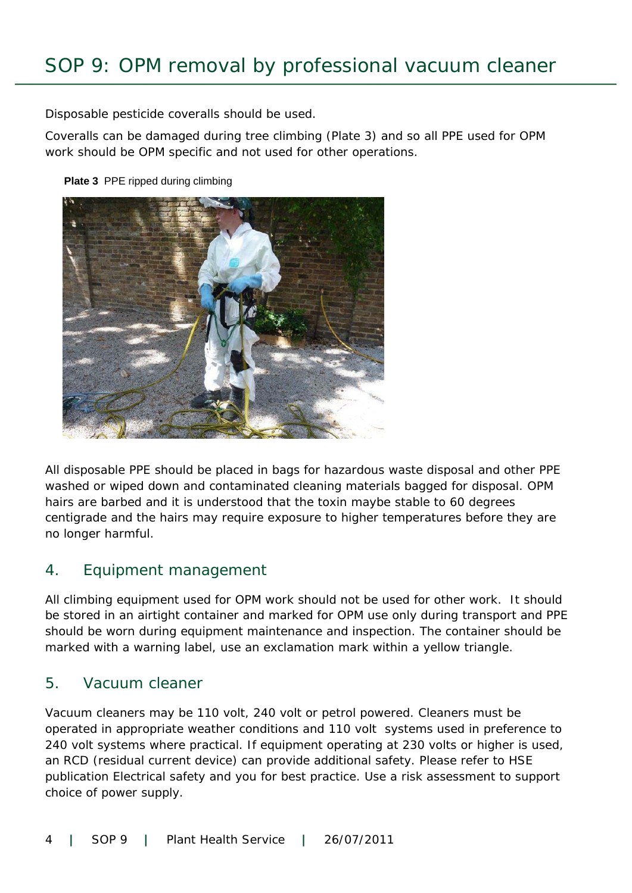# SOP 9: OPM removal by professional vacuum cleaner

Disposable pesticide coveralls should be used.

Coveralls can be damaged during tree climbing (Plate 3) and so all PPE used for OPM work should be OPM specific and not used for other operations.

**Plate 3** PPE ripped during climbing

All disposable PPE should be placed in bags for hazardous waste disposal and other PPE washed or wiped down and contaminated cleaning materials bagged for disposal. OPM hairs are barbed and it is understood that the toxin maybe stable to 60 degrees centigrade and the hairs may require exposure to higher temperatures before they are no longer harmful.

## 4. Equipment management

All climbing equipment used for OPM work should not be used for other work. It should be stored in an airtight container and marked for OPM use only during transport and PPE should be worn during equipment maintenance and inspection. The container should be marked with a warning label, use an exclamation mark within a yellow triangle.

## 5. Vacuum cleaner

Vacuum cleaners may be 110 volt, 240 volt or petrol powered. Cleaners must be operated in appropriate weather conditions and 110 volt systems used in preference to 240 volt systems where practical. If equipment operating at 230 volts or higher is used, an RCD (residual current device) can provide additional safety. Please refer to HSE publication Electrical safety and you for best practice. Use a risk assessment to support choice of power supply.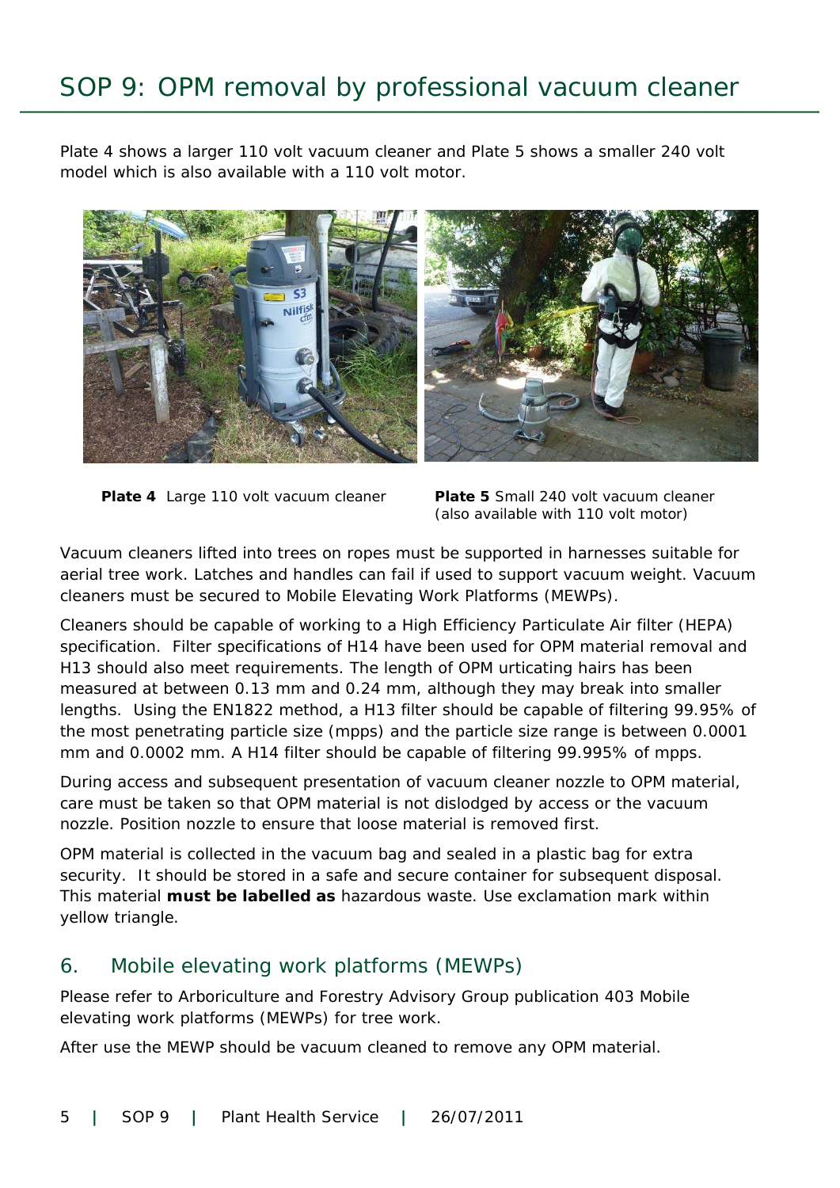# SOP 9: OPM removal by professional vacuum cleaner

Plate 4 shows a larger 110 volt vacuum cleaner and Plate 5 shows a smaller 240 volt model which is also available with a 110 volt motor.

**Plate 4** Large 110 volt vacuum cleaner

**Plate 5** Small 240 volt vacuum cleaner (also available with 110 volt motor)

Vacuum cleaners lifted into trees on ropes must be supported in harnesses suitable for aerial tree work. Latches and handles can fail if used to support vacuum weight. Vacuum cleaners must be secured to Mobile Elevating Work Platforms (MEWPs).

Cleaners should be capable of working to a High Efficiency Particulate Air filter (HEPA) specification. Filter specifications of H14 have been used for OPM material removal and H13 should also meet requirements. The length of OPM urticating hairs has been measured at between 0.13 mm and 0.24 mm, although they may break into smaller lengths. Using the EN1822 method, a H13 filter should be capable of filtering 99.95% of the most penetrating particle size (mpps) and the particle size range is between 0.0001 mm and 0.0002 mm. A H14 filter should be capable of filtering 99.995% of mpps.

During access and subsequent presentation of vacuum cleaner nozzle to OPM material, care must be taken so that OPM material is not dislodged by access or the vacuum nozzle. Position nozzle to ensure that loose material is removed first.

OPM material is collected in the vacuum bag and sealed in a plastic bag for extra security. It should be stored in a safe and secure container for subsequent disposal. This material **must be labelled as** hazardous waste. Use exclamation mark within yellow triangle.

## 6. Mobile elevating work platforms (MEWPs)

Please refer to Arboriculture and Forestry Advisory Group publication 403 Mobile elevating work platforms (MEWPs) for tree work.

After use the MEWP should be vacuum cleaned to remove any OPM material.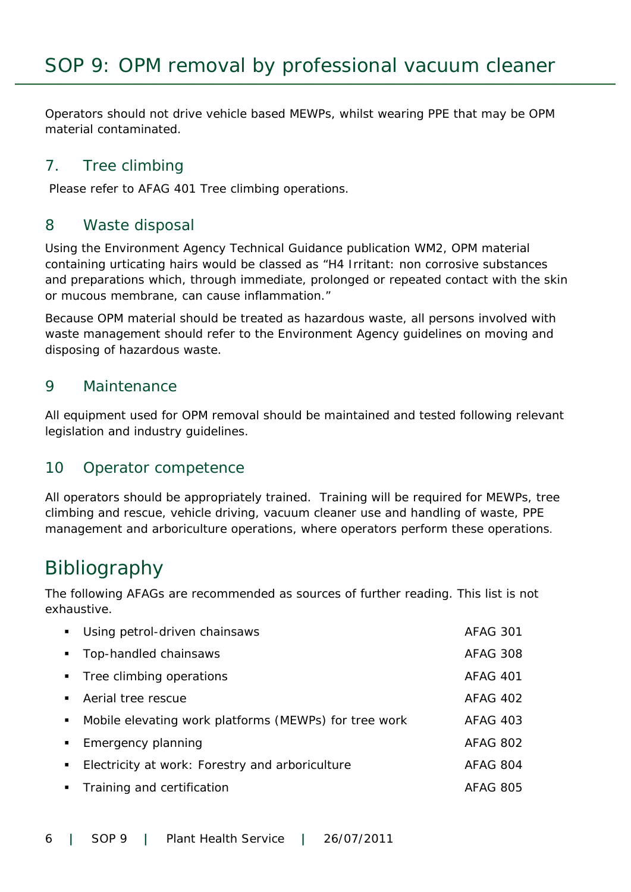# SOP 9: OPM removal by professional vacuum cleaner

Operators should not drive vehicle based MEWPs, whilst wearing PPE that may be OPM material contaminated.

## 7. Tree climbing

Please refer to AFAG 401 Tree climbing operations.

## 8 Waste disposal

Using the Environment Agency Technical Guidance publication WM2, OPM material containing urticating hairs would be classed as “H4 Irritant: non corrosive substances and preparations which, through immediate, prolonged or repeated contact with the skin or mucous membrane, can cause inflammation.”

Because OPM material should be treated as hazardous waste, all persons involved with waste management should refer to the Environment Agency guidelines on moving and disposing of hazardous waste.

## 9 Maintenance

All equipment used for OPM removal should be maintained and tested following relevant legislation and industry guidelines.

## 10 Operator competence

All operators should be appropriately trained. Training will be required for MEWPs, tree climbing and rescue, vehicle driving, vacuum cleaner use and handling of waste, PPE management and arboriculture operations, where operators perform these operations.

# Bibliography

The following AFAGs are recommended as sources of further reading. This list is not exhaustive.

- Using petrol-driven chainsaws — AFAG 301
- Top-handled chainsaws — AFAG 308
- Tree climbing operations — AFAG 401
- Aerial tree rescue — AFAG 402
- Mobile elevating work platforms (MEWPs) for tree work — AFAG 403
- Emergency planning — AFAG 802
- Electricity at work: Forestry and arboriculture — AFAG 804
- Training and certification — AFAG 805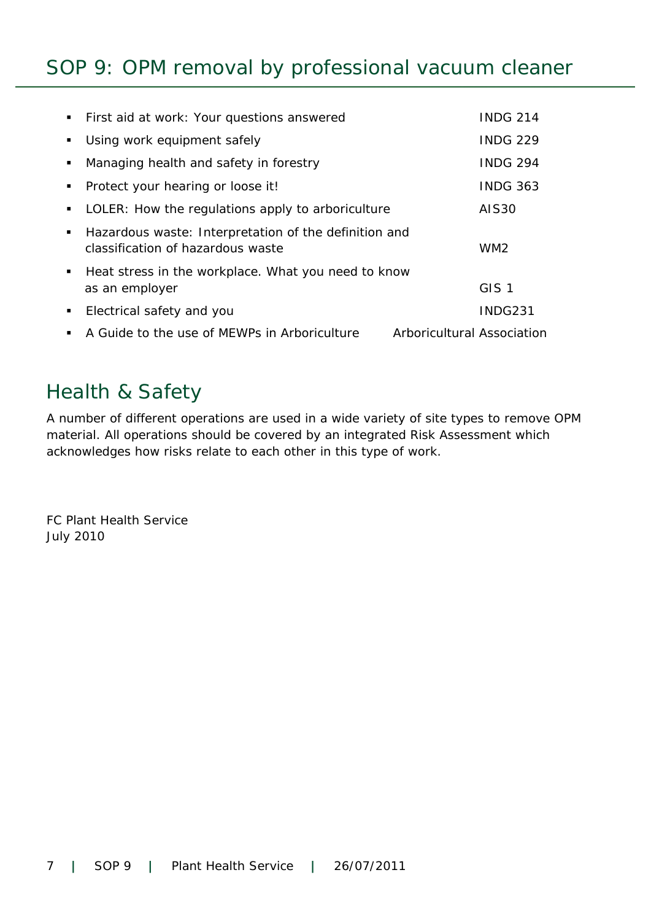# SOP 9: OPM removal by professional vacuum cleaner

- First aid at work: Your questions answered INDG 214
- Using work equipment safely INDG 229
- Managing health and safety in forestry INDG 294
- Protect your hearing or loose it! INDG 363
- LOLER: How the regulations apply to arboriculture AIS30
- Hazardous waste: Interpretation of the definition and classification of hazardous waste WM2
- Heat stress in the workplace. What you need to know as an employer GIS 1
- Electrical safety and you INDG231
- A Guide to the use of MEWPs in Arboriculture Arboricultural Association

## Health & Safety

A number of different operations are used in a wide variety of site types to remove OPM material. All operations should be covered by an integrated Risk Assessment which acknowledges how risks relate to each other in this type of work.

FC Plant Health Service
July 2010